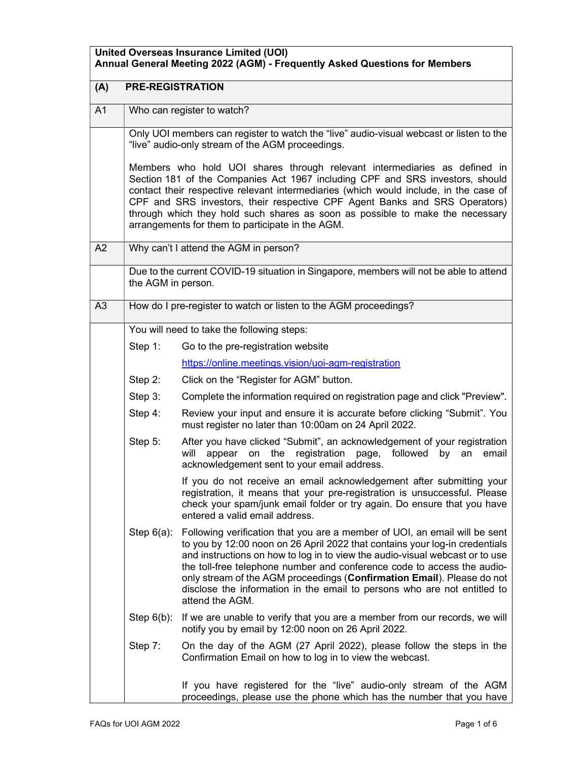**United Overseas Insurance Limited (UOI)**
**Annual General Meeting 2022 (AGM) - Frequently Asked Questions for Members**

## (A) PRE-REGISTRATION

### A1 Who can register to watch?

Only UOI members can register to watch the "live" audio-visual webcast or listen to the "live" audio-only stream of the AGM proceedings.

Members who hold UOI shares through relevant intermediaries as defined in Section 181 of the Companies Act 1967 including CPF and SRS investors, should contact their respective relevant intermediaries (which would include, in the case of CPF and SRS investors, their respective CPF Agent Banks and SRS Operators) through which they hold such shares as soon as possible to make the necessary arrangements for them to participate in the AGM.

### A2 Why can't I attend the AGM in person?

Due to the current COVID-19 situation in Singapore, members will not be able to attend the AGM in person.

### A3 How do I pre-register to watch or listen to the AGM proceedings?

You will need to take the following steps:

Step 1: Go to the pre-registration website

https://online.meetings.vision/uoi-agm-registration

Step 2: Click on the "Register for AGM" button.

Step 3: Complete the information required on registration page and click "Preview".

Step 4: Review your input and ensure it is accurate before clicking "Submit". You must register no later than 10:00am on 24 April 2022.

Step 5: After you have clicked "Submit", an acknowledgement of your registration will appear on the registration page, followed by an email acknowledgement sent to your email address.

If you do not receive an email acknowledgement after submitting your registration, it means that your pre-registration is unsuccessful. Please check your spam/junk email folder or try again. Do ensure that you have entered a valid email address.

Step 6(a): Following verification that you are a member of UOI, an email will be sent to you by 12:00 noon on 26 April 2022 that contains your log-in credentials and instructions on how to log in to view the audio-visual webcast or to use the toll-free telephone number and conference code to access the audio-only stream of the AGM proceedings (**Confirmation Email**). Please do not disclose the information in the email to persons who are not entitled to attend the AGM.

Step 6(b): If we are unable to verify that you are a member from our records, we will notify you by email by 12:00 noon on 26 April 2022.

Step 7: On the day of the AGM (27 April 2022), please follow the steps in the Confirmation Email on how to log in to view the webcast.

If you have registered for the "live" audio-only stream of the AGM proceedings, please use the phone which has the number that you have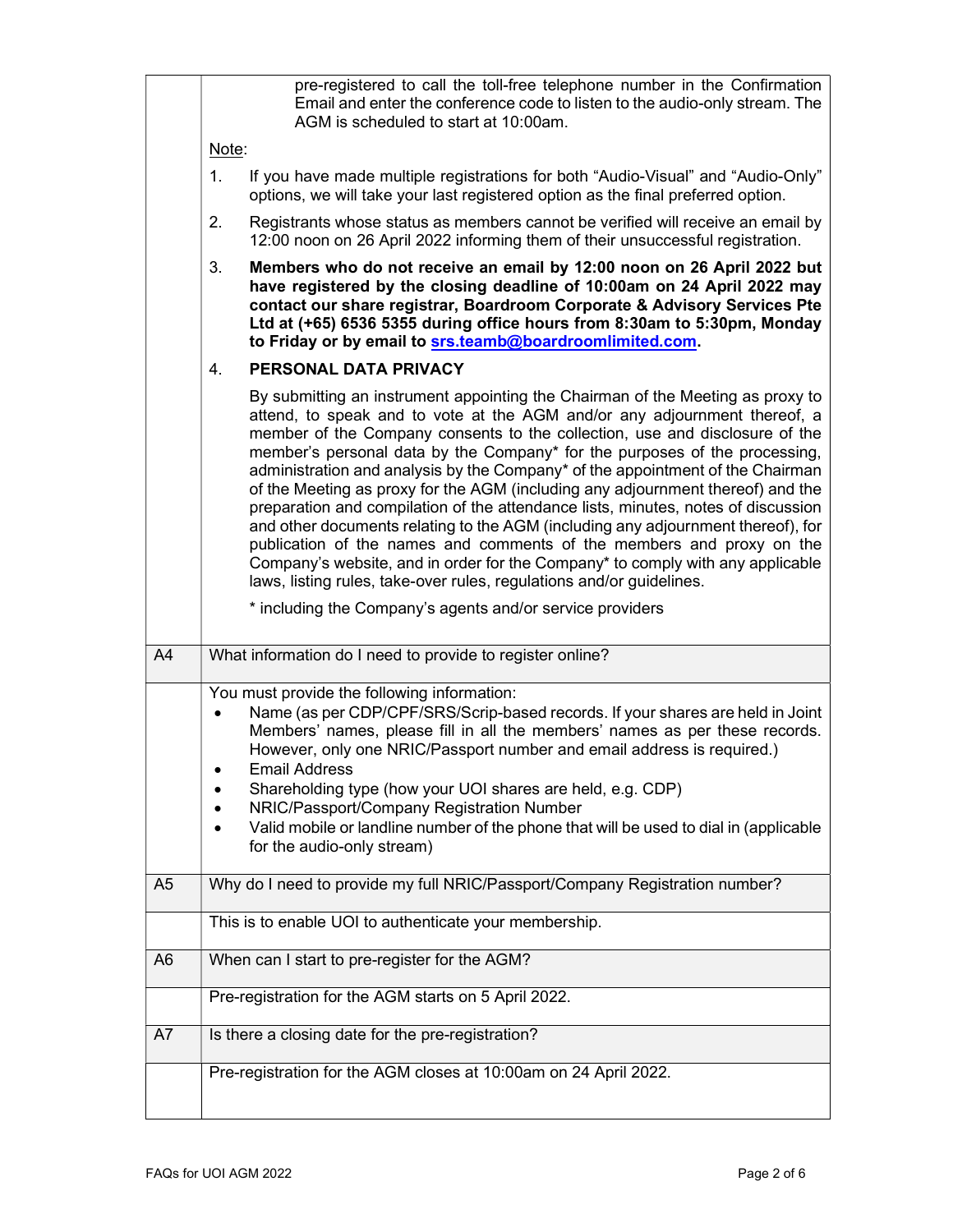| | |
|---|---|
| | pre-registered to call the toll-free telephone number in the Confirmation Email and enter the conference code to listen to the audio-only stream. The AGM is scheduled to start at 10:00am.<br><br><u>Note</u>:<br><br>1. If you have made multiple registrations for both "Audio-Visual" and "Audio-Only" options, we will take your last registered option as the final preferred option.<br><br>2. Registrants whose status as members cannot be verified will receive an email by 12:00 noon on 26 April 2022 informing them of their unsuccessful registration.<br><br>3. **Members who do not receive an email by 12:00 noon on 26 April 2022 but have registered by the closing deadline of 10:00am on 24 April 2022 may contact our share registrar, Boardroom Corporate & Advisory Services Pte Ltd at (+65) 6536 5355 during office hours from 8:30am to 5:30pm, Monday to Friday or by email to srs.teamb@boardroomlimited.com.**<br><br>4. **PERSONAL DATA PRIVACY**<br><br>By submitting an instrument appointing the Chairman of the Meeting as proxy to attend, to speak and to vote at the AGM and/or any adjournment thereof, a member of the Company consents to the collection, use and disclosure of the member's personal data by the Company* for the purposes of the processing, administration and analysis by the Company* of the appointment of the Chairman of the Meeting as proxy for the AGM (including any adjournment thereof) and the preparation and compilation of the attendance lists, minutes, notes of discussion and other documents relating to the AGM (including any adjournment thereof), for publication of the names and comments of the members and proxy on the Company's website, and in order for the Company* to comply with any applicable laws, listing rules, take-over rules, regulations and/or guidelines.<br><br>* including the Company's agents and/or service providers |
| A4 | What information do I need to provide to register online? |
| | You must provide the following information:<br>• Name (as per CDP/CPF/SRS/Scrip-based records. If your shares are held in Joint Members' names, please fill in all the members' names as per these records. However, only one NRIC/Passport number and email address is required.)<br>• Email Address<br>• Shareholding type (how your UOI shares are held, e.g. CDP)<br>• NRIC/Passport/Company Registration Number<br>• Valid mobile or landline number of the phone that will be used to dial in (applicable for the audio-only stream) |
| A5 | Why do I need to provide my full NRIC/Passport/Company Registration number? |
| | This is to enable UOI to authenticate your membership. |
| A6 | When can I start to pre-register for the AGM? |
| | Pre-registration for the AGM starts on 5 April 2022. |
| A7 | Is there a closing date for the pre-registration? |
| | Pre-registration for the AGM closes at 10:00am on 24 April 2022. |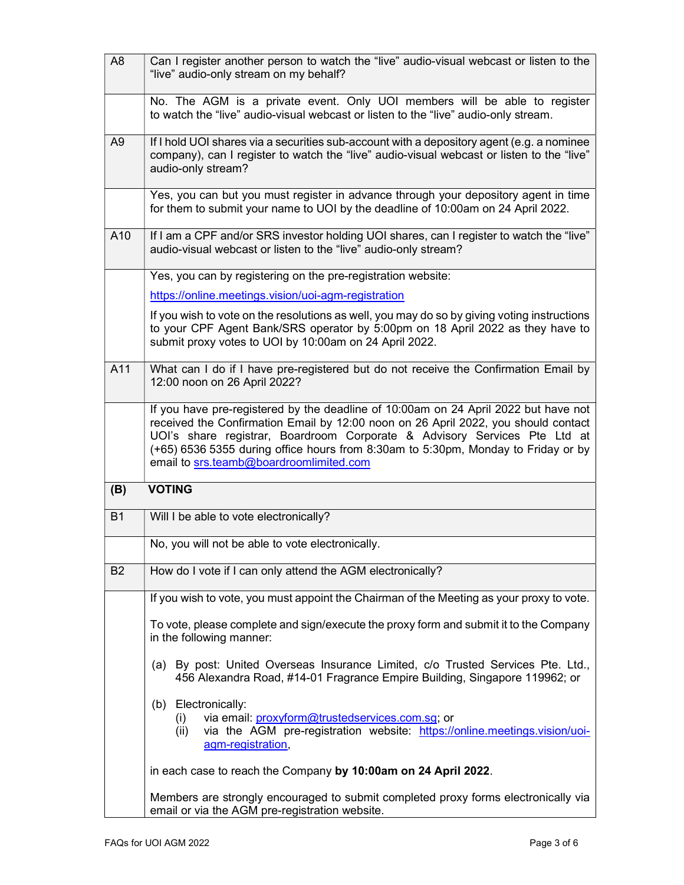| | |
|---|---|
| A8 | Can I register another person to watch the "live" audio-visual webcast or listen to the "live" audio-only stream on my behalf? |
| | No. The AGM is a private event. Only UOI members will be able to register to watch the "live" audio-visual webcast or listen to the "live" audio-only stream. |
| A9 | If I hold UOI shares via a securities sub-account with a depository agent (e.g. a nominee company), can I register to watch the "live" audio-visual webcast or listen to the "live" audio-only stream? |
| | Yes, you can but you must register in advance through your depository agent in time for them to submit your name to UOI by the deadline of 10:00am on 24 April 2022. |
| A10 | If I am a CPF and/or SRS investor holding UOI shares, can I register to watch the "live" audio-visual webcast or listen to the "live" audio-only stream? |
| | Yes, you can by registering on the pre-registration website:<br><br>https://online.meetings.vision/uoi-agm-registration<br><br>If you wish to vote on the resolutions as well, you may do so by giving voting instructions to your CPF Agent Bank/SRS operator by 5:00pm on 18 April 2022 as they have to submit proxy votes to UOI by 10:00am on 24 April 2022. |
| A11 | What can I do if I have pre-registered but do not receive the Confirmation Email by 12:00 noon on 26 April 2022? |
| | If you have pre-registered by the deadline of 10:00am on 24 April 2022 but have not received the Confirmation Email by 12:00 noon on 26 April 2022, you should contact UOI's share registrar, Boardroom Corporate & Advisory Services Pte Ltd at (+65) 6536 5355 during office hours from 8:30am to 5:30pm, Monday to Friday or by email to srs.teamb@boardroomlimited.com |
| **(B)** | **VOTING** |
| B1 | Will I be able to vote electronically? |
| | No, you will not be able to vote electronically. |
| B2 | How do I vote if I can only attend the AGM electronically? |
| | If you wish to vote, you must appoint the Chairman of the Meeting as your proxy to vote.<br><br>To vote, please complete and sign/execute the proxy form and submit it to the Company in the following manner:<br><br>(a) By post: United Overseas Insurance Limited, c/o Trusted Services Pte. Ltd., 456 Alexandra Road, #14-01 Fragrance Empire Building, Singapore 119962; or<br><br>(b) Electronically:<br>(i) via email: proxyform@trustedservices.com.sg; or<br>(ii) via the AGM pre-registration website: https://online.meetings.vision/uoi-agm-registration,<br><br>in each case to reach the Company **by 10:00am on 24 April 2022**.<br><br>Members are strongly encouraged to submit completed proxy forms electronically via email or via the AGM pre-registration website. |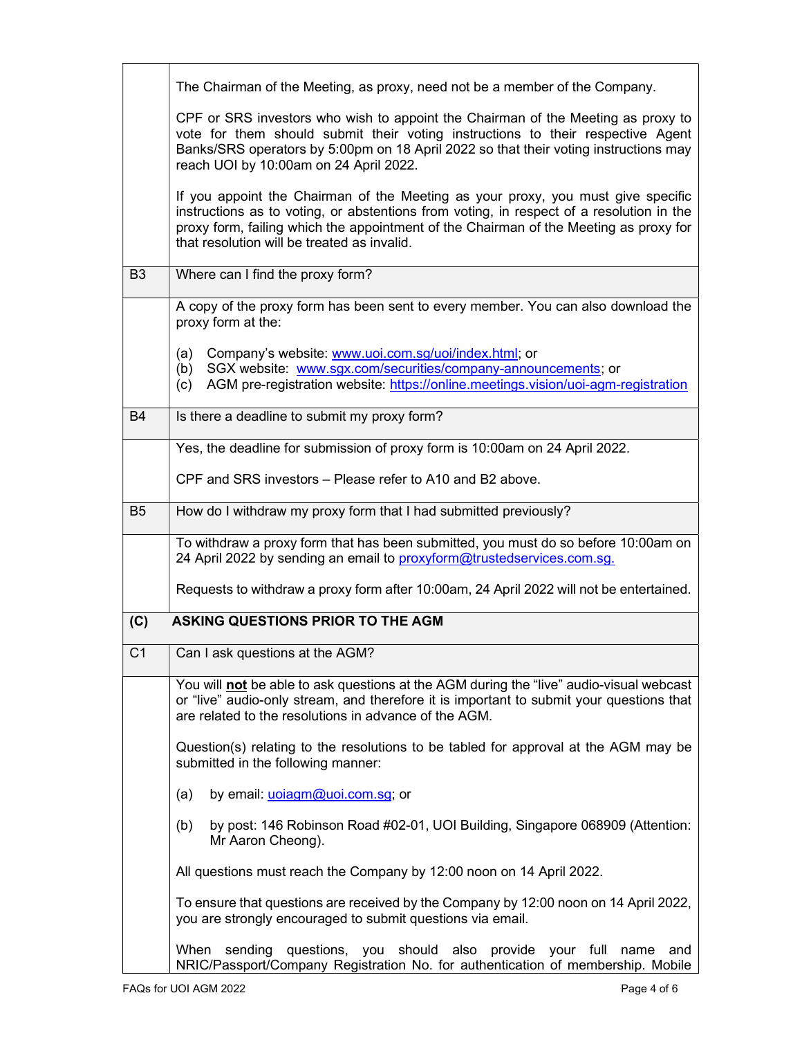| | |
|---|---|
| | The Chairman of the Meeting, as proxy, need not be a member of the Company.<br><br>CPF or SRS investors who wish to appoint the Chairman of the Meeting as proxy to vote for them should submit their voting instructions to their respective Agent Banks/SRS operators by 5:00pm on 18 April 2022 so that their voting instructions may reach UOI by 10:00am on 24 April 2022.<br><br>If you appoint the Chairman of the Meeting as your proxy, you must give specific instructions as to voting, or abstentions from voting, in respect of a resolution in the proxy form, failing which the appointment of the Chairman of the Meeting as proxy for that resolution will be treated as invalid. |
| B3 | Where can I find the proxy form? |
| | A copy of the proxy form has been sent to every member. You can also download the proxy form at the:<br><br>(a) Company's website: www.uoi.com.sg/uoi/index.html; or<br>(b) SGX website: www.sgx.com/securities/company-announcements; or<br>(c) AGM pre-registration website: https://online.meetings.vision/uoi-agm-registration |
| B4 | Is there a deadline to submit my proxy form? |
| | Yes, the deadline for submission of proxy form is 10:00am on 24 April 2022.<br><br>CPF and SRS investors – Please refer to A10 and B2 above. |
| B5 | How do I withdraw my proxy form that I had submitted previously? |
| | To withdraw a proxy form that has been submitted, you must do so before 10:00am on 24 April 2022 by sending an email to proxyform@trustedservices.com.sg.<br><br>Requests to withdraw a proxy form after 10:00am, 24 April 2022 will not be entertained. |
| **(C)** | **ASKING QUESTIONS PRIOR TO THE AGM** |
| C1 | Can I ask questions at the AGM? |
| | You will **not** be able to ask questions at the AGM during the "live" audio-visual webcast or "live" audio-only stream, and therefore it is important to submit your questions that are related to the resolutions in advance of the AGM.<br><br>Question(s) relating to the resolutions to be tabled for approval at the AGM may be submitted in the following manner:<br><br>(a) by email: uoiagm@uoi.com.sg; or<br><br>(b) by post: 146 Robinson Road #02-01, UOI Building, Singapore 068909 (Attention: Mr Aaron Cheong).<br><br>All questions must reach the Company by 12:00 noon on 14 April 2022.<br><br>To ensure that questions are received by the Company by 12:00 noon on 14 April 2022, you are strongly encouraged to submit questions via email.<br><br>When sending questions, you should also provide your full name and NRIC/Passport/Company Registration No. for authentication of membership. Mobile |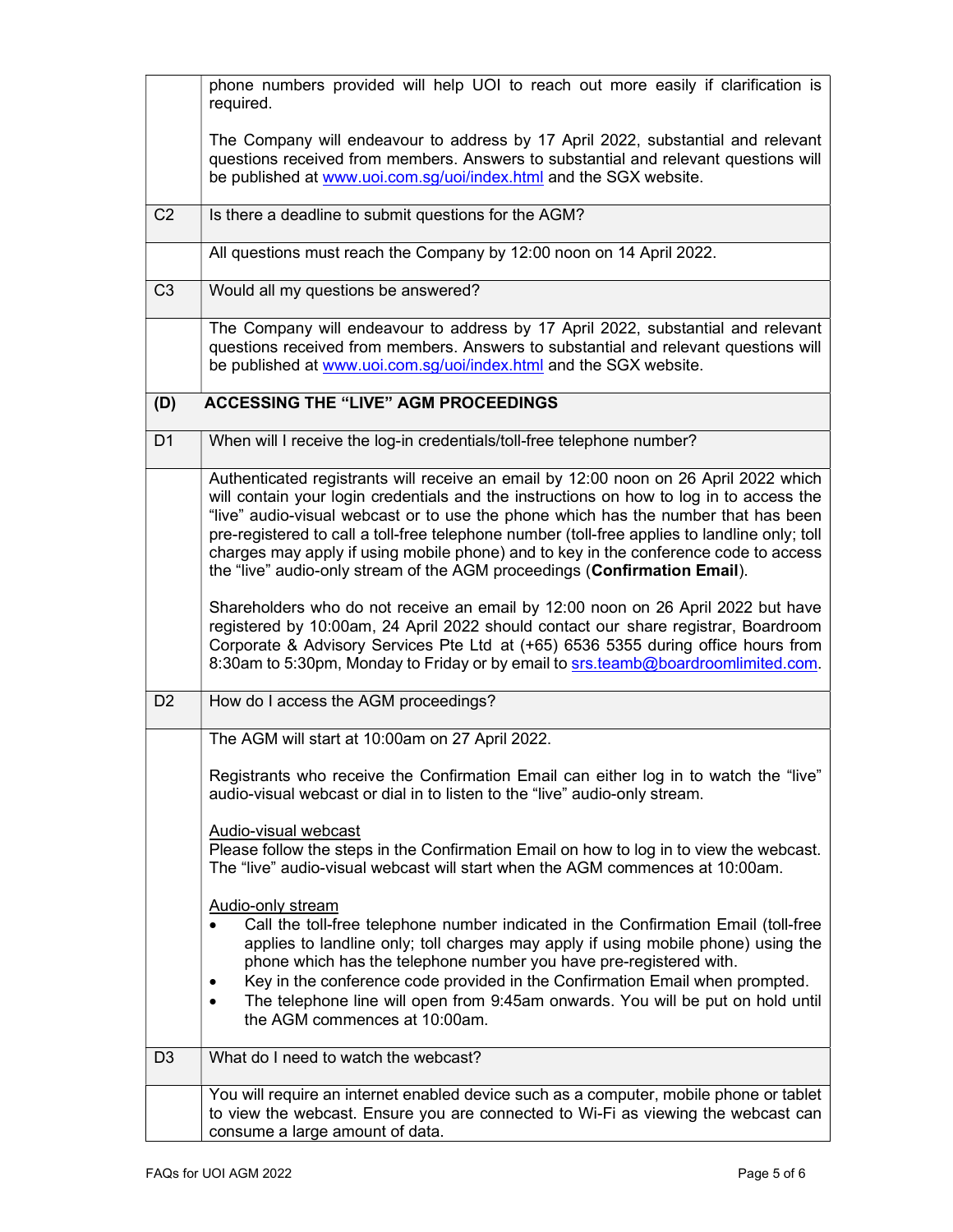| | |
|---|---|
| | phone numbers provided will help UOI to reach out more easily if clarification is required.<br><br>The Company will endeavour to address by 17 April 2022, substantial and relevant questions received from members. Answers to substantial and relevant questions will be published at www.uoi.com.sg/uoi/index.html and the SGX website. |
| C2 | Is there a deadline to submit questions for the AGM? |
| | All questions must reach the Company by 12:00 noon on 14 April 2022. |
| C3 | Would all my questions be answered? |
| | The Company will endeavour to address by 17 April 2022, substantial and relevant questions received from members. Answers to substantial and relevant questions will be published at www.uoi.com.sg/uoi/index.html and the SGX website. |
| **(D)** | **ACCESSING THE "LIVE" AGM PROCEEDINGS** |
| D1 | When will I receive the log-in credentials/toll-free telephone number? |
| | Authenticated registrants will receive an email by 12:00 noon on 26 April 2022 which will contain your login credentials and the instructions on how to log in to access the "live" audio-visual webcast or to use the phone which has the number that has been pre-registered to call a toll-free telephone number (toll-free applies to landline only; toll charges may apply if using mobile phone) and to key in the conference code to access the "live" audio-only stream of the AGM proceedings (**Confirmation Email**).<br><br>Shareholders who do not receive an email by 12:00 noon on 26 April 2022 but have registered by 10:00am, 24 April 2022 should contact our share registrar, Boardroom Corporate & Advisory Services Pte Ltd at (+65) 6536 5355 during office hours from 8:30am to 5:30pm, Monday to Friday or by email to srs.teamb@boardroomlimited.com. |
| D2 | How do I access the AGM proceedings? |
| | The AGM will start at 10:00am on 27 April 2022.<br><br>Registrants who receive the Confirmation Email can either log in to watch the "live" audio-visual webcast or dial in to listen to the "live" audio-only stream.<br><br><u>Audio-visual webcast</u><br>Please follow the steps in the Confirmation Email on how to log in to view the webcast. The "live" audio-visual webcast will start when the AGM commences at 10:00am.<br><br><u>Audio-only stream</u><br>• Call the toll-free telephone number indicated in the Confirmation Email (toll-free applies to landline only; toll charges may apply if using mobile phone) using the phone which has the telephone number you have pre-registered with.<br>• Key in the conference code provided in the Confirmation Email when prompted.<br>• The telephone line will open from 9:45am onwards. You will be put on hold until the AGM commences at 10:00am. |
| D3 | What do I need to watch the webcast? |
| | You will require an internet enabled device such as a computer, mobile phone or tablet to view the webcast. Ensure you are connected to Wi-Fi as viewing the webcast can consume a large amount of data. |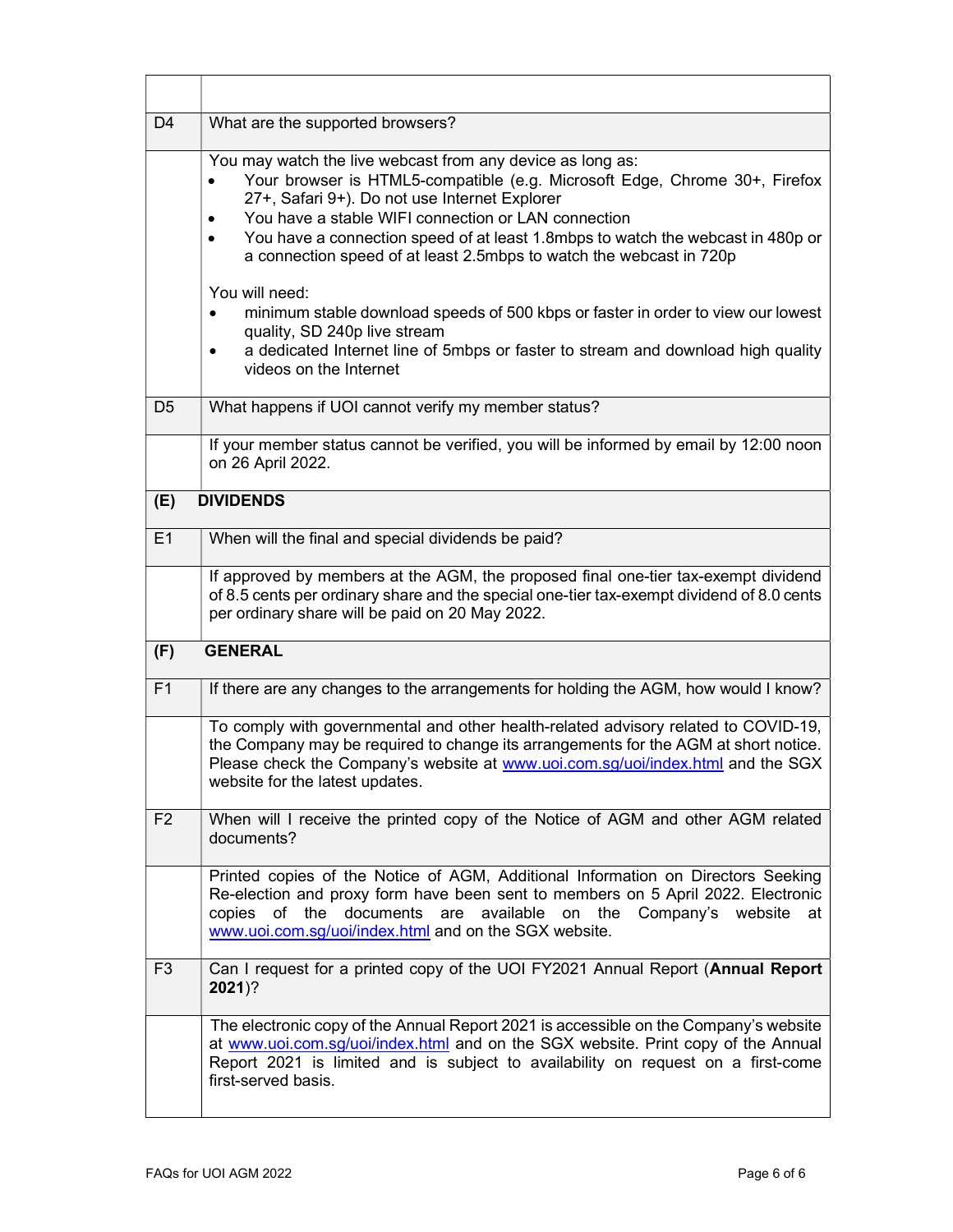| | |
|---|---|
| D4 | What are the supported browsers? |
| | You may watch the live webcast from any device as long as:<br>• Your browser is HTML5-compatible (e.g. Microsoft Edge, Chrome 30+, Firefox 27+, Safari 9+). Do not use Internet Explorer<br>• You have a stable WIFI connection or LAN connection<br>• You have a connection speed of at least 1.8mbps to watch the webcast in 480p or a connection speed of at least 2.5mbps to watch the webcast in 720p<br><br>You will need:<br>• minimum stable download speeds of 500 kbps or faster in order to view our lowest quality, SD 240p live stream<br>• a dedicated Internet line of 5mbps or faster to stream and download high quality videos on the Internet |
| D5 | What happens if UOI cannot verify my member status? |
| | If your member status cannot be verified, you will be informed by email by 12:00 noon on 26 April 2022. |
| **(E)** | **DIVIDENDS** |
| E1 | When will the final and special dividends be paid? |
| | If approved by members at the AGM, the proposed final one-tier tax-exempt dividend of 8.5 cents per ordinary share and the special one-tier tax-exempt dividend of 8.0 cents per ordinary share will be paid on 20 May 2022. |
| **(F)** | **GENERAL** |
| F1 | If there are any changes to the arrangements for holding the AGM, how would I know? |
| | To comply with governmental and other health-related advisory related to COVID-19, the Company may be required to change its arrangements for the AGM at short notice. Please check the Company's website at www.uoi.com.sg/uoi/index.html and the SGX website for the latest updates. |
| F2 | When will I receive the printed copy of the Notice of AGM and other AGM related documents? |
| | Printed copies of the Notice of AGM, Additional Information on Directors Seeking Re-election and proxy form have been sent to members on 5 April 2022. Electronic copies of the documents are available on the Company's website at www.uoi.com.sg/uoi/index.html and on the SGX website. |
| F3 | Can I request for a printed copy of the UOI FY2021 Annual Report (**Annual Report 2021**)? |
| | The electronic copy of the Annual Report 2021 is accessible on the Company's website at www.uoi.com.sg/uoi/index.html and on the SGX website. Print copy of the Annual Report 2021 is limited and is subject to availability on request on a first-come first-served basis. |